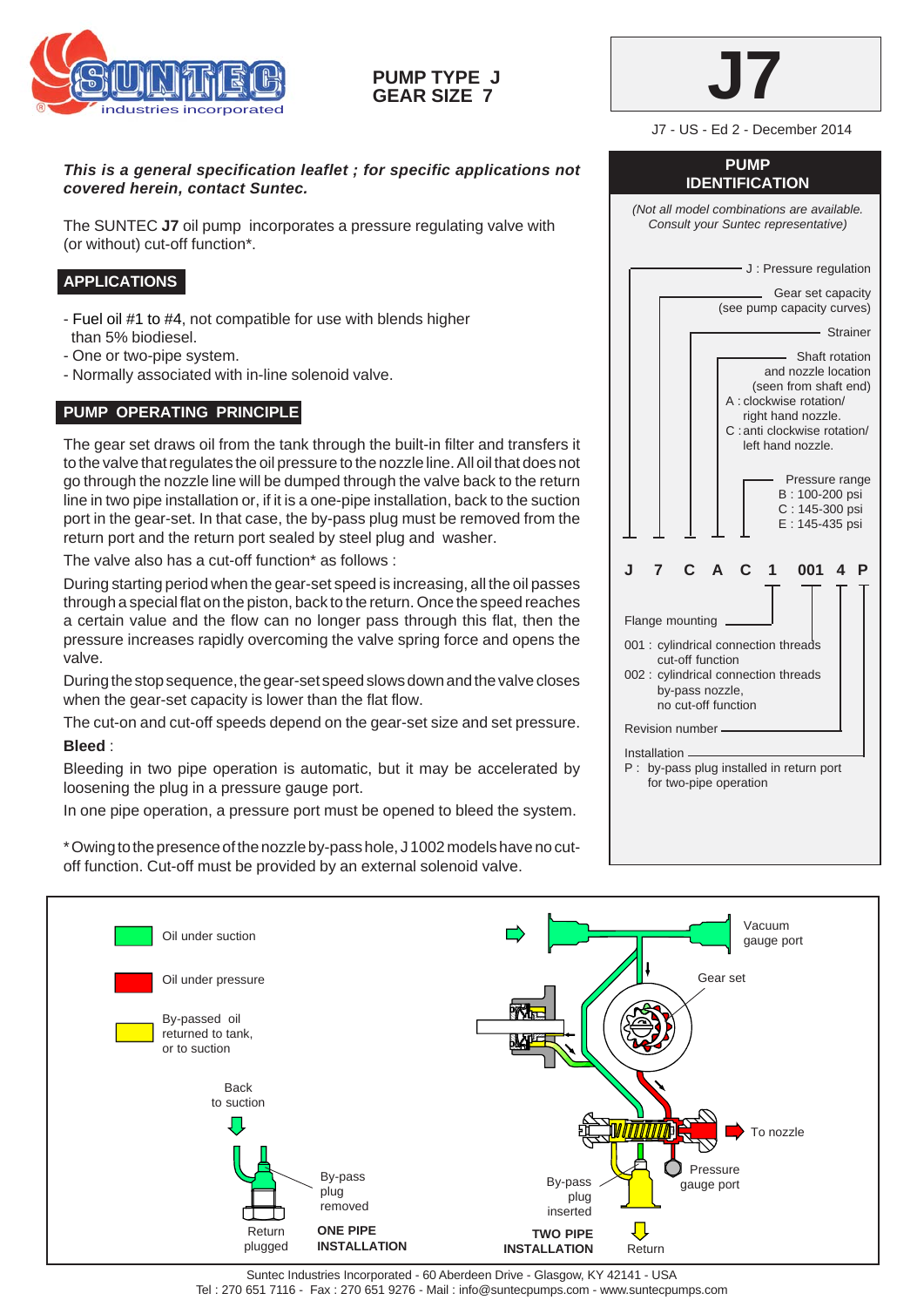# PUMP TYPE J
# GEAR SIZE 7

# J7

J7 - US - Ed 2 - December 2014

***This is a general specification leaflet ; for specific applications not covered herein, contact Suntec.***

The SUNTEC **J7** oil pump incorporates a pressure regulating valve with (or without) cut-off function*.

## APPLICATIONS

- Fuel oil #1 to #4, not compatible for use with blends higher than 5% biodiesel.
- One or two-pipe system.
- Normally associated with in-line solenoid valve.

## PUMP OPERATING PRINCIPLE

The gear set draws oil from the tank through the built-in filter and transfers it to the valve that regulates the oil pressure to the nozzle line. All oil that does not go through the nozzle line will be dumped through the valve back to the return line in two pipe installation or, if it is a one-pipe installation, back to the suction port in the gear-set. In that case, the by-pass plug must be removed from the return port and the return port sealed by steel plug and washer.

The valve also has a cut-off function* as follows :

During starting period when the gear-set speed is increasing, all the oil passes through a special flat on the piston, back to the return. Once the speed reaches a certain value and the flow can no longer pass through this flat, then the pressure increases rapidly overcoming the valve spring force and opens the valve.

During the stop sequence, the gear-set speed slows down and the valve closes when the gear-set capacity is lower than the flat flow.

The cut-on and cut-off speeds depend on the gear-set size and set pressure.

**Bleed** :

Bleeding in two pipe operation is automatic, but it may be accelerated by loosening the plug in a pressure gauge port.

In one pipe operation, a pressure port must be opened to bleed the system.

* Owing to the presence of the nozzle by-pass hole, J 1002 models have no cut-off function. Cut-off must be provided by an external solenoid valve.

## PUMP IDENTIFICATION

*(Not all model combinations are available. Consult your Suntec representative)*

**J 7 C A C 1 001 4 P**

- J : Pressure regulation
- 7 : Gear set capacity (see pump capacity curves)
- C : Strainer
- A : Shaft rotation and nozzle location (seen from shaft end)
  - A : clockwise rotation/ right hand nozzle.
  - C : anti clockwise rotation/ left hand nozzle.
- C : Pressure range
  - B : 100-200 psi
  - C : 145-300 psi
  - E : 145-435 psi
- 1 : Flange mounting
- 001 :
  - 001 : cylindrical connection threads cut-off function
  - 002 : cylindrical connection threads by-pass nozzle, no cut-off function
- 4 : Revision number
- P : Installation
  - P : by-pass plug installed in return port for two-pipe operation

---

Legend:
- Oil under suction
- Oil under pressure
- By-passed oil returned to tank, or to suction

ONE PIPE INSTALLATION: Back to suction; By-pass plug removed; Return plugged

TWO PIPE INSTALLATION: Vacuum gauge port; Gear set; To nozzle; Pressure gauge port; By-pass plug inserted; Return

Suntec Industries Incorporated - 60 Aberdeen Drive - Glasgow, KY 42141 - USA
Tel : 270 651 7116 - Fax : 270 651 9276 - Mail : info@suntecpumps.com - www.suntecpumps.com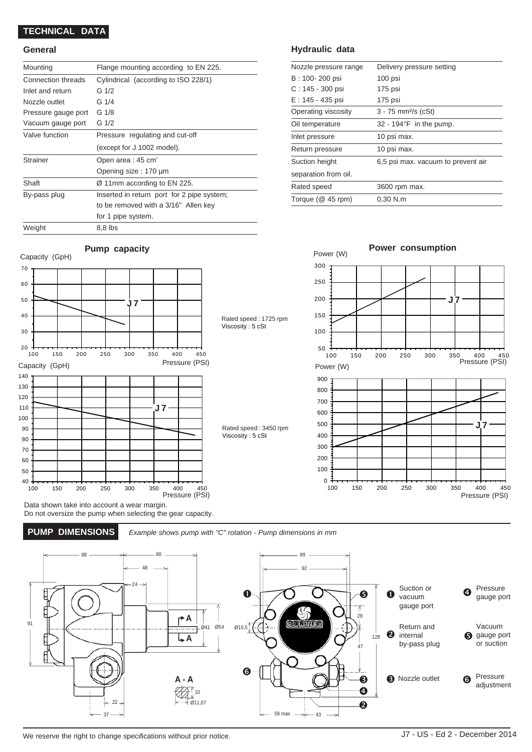## TECHNICAL DATA

### General

| | |
|---|---|
| Mounting | Flange mounting according to EN 225. |
| Connection threads | Cylindrical (according to ISO 228/1) |
| Inlet and return | G 1/2 |
| Nozzle outlet | G 1/4 |
| Pressure gauge port | G 1/8 |
| Vacuum gauge port | G 1/2 |
| Valve function | Pressure regulating and cut-off (except for J 1002 model). |
| Strainer | Open area : 45 cm² Opening size : 170 µm |
| Shaft | Ø 11mm according to EN 225. |
| By-pass plug | Inserted in return port for 2 pipe system; to be removed with a 3/16" Allen key for 1 pipe system. |
| Weight | 8,8 lbs |

### Hydraulic data

| | |
|---|---|
| Nozzle pressure range | Delivery pressure setting |
| B : 100- 200 psi | 100 psi |
| C : 145 - 300 psi | 175 psi |
| E : 145 - 435 psi | 175 psi |
| Operating viscosity | 3 - 75 mm²/s (cSt) |
| Oil temperature | 32 - 194°F in the pump. |
| Inlet pressure | 10 psi max. |
| Return pressure | 10 psi max. |
| Suction height separation from oil. | 6,5 psi max. vacuum to prevent air |
| Rated speed | 3600 rpm max. |
| Torque (@ 45 rpm) | 0,30 N.m |

### Pump capacity

Capacity (GpH)
70
60
50
40
30
20
100 150 200 250 300 350 400 450
Pressure (PSI)
J7

Rated speed : 1725 rpm
Viscosity : 5 cSt

Capacity (GpH)
140
130
120
110
100
90
80
70
60
50
40
100 150 200 250 300 350 400 450
Pressure (PSI)
J7

Rated speed : 3450 rpm
Viscosity : 5 cSt

Data shown take into account a wear margin.
Do not oversize the pump when selecting the gear capacity.

### Power consumption

Power (W)
300
250
200
150
100
50
100 150 200 250 300 350 400 450
Pressure (PSI)
J7

Power (W)
900
800
700
600
500
400
300
200
100
0
100 150 200 250 300 350 400 450
Pressure (PSI)
J7

## PUMP DIMENSIONS

*Example shows pump with "C" rotation - Pump dimensions in mm*

88
80
48
24
91
A
A
Ø41
Ø54
A - A
10
Ø11,07
22
37
99
92
Ø10,5
28
128
47
59 max
43

1. Suction or vacuum gauge port
2. Return and internal by-pass plug
3. Nozzle outlet
4. Pressure gauge port
5. Vacuum gauge port or suction
6. Pressure adjustment

We reserve the right to change specifications without prior notice.

J7 - US - Ed 2 - December 2014